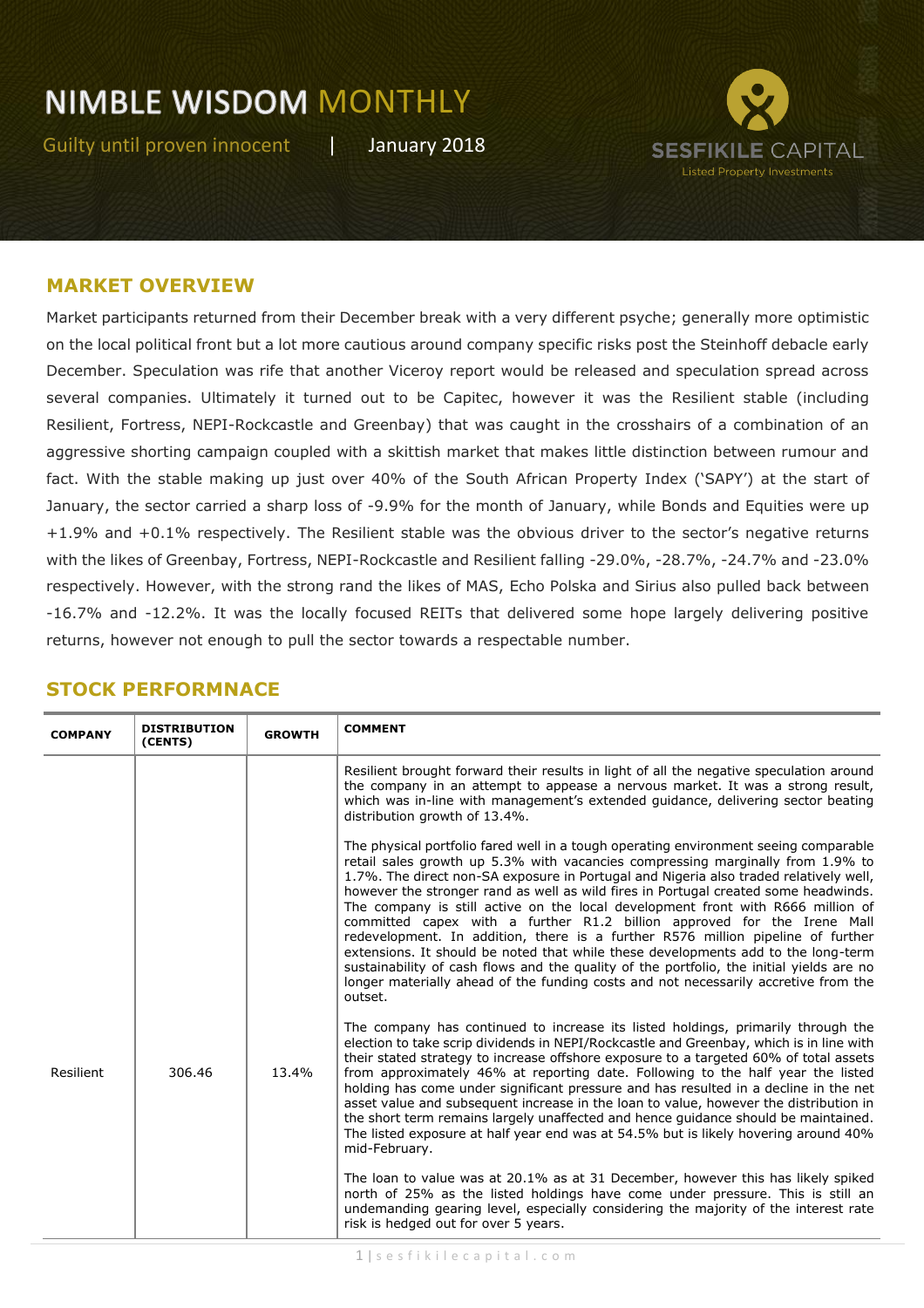# NIMBLE WISDOM MONTHLY

Guilty until proven innocent | January 2018

SESFIKILE CAPITAL
Listed Property Investments

## MARKET OVERVIEW

Market participants returned from their December break with a very different psyche; generally more optimistic on the local political front but a lot more cautious around company specific risks post the Steinhoff debacle early December. Speculation was rife that another Viceroy report would be released and speculation spread across several companies. Ultimately it turned out to be Capitec, however it was the Resilient stable (including Resilient, Fortress, NEPI-Rockcastle and Greenbay) that was caught in the crosshairs of a combination of an aggressive shorting campaign coupled with a skittish market that makes little distinction between rumour and fact. With the stable making up just over 40% of the South African Property Index ('SAPY') at the start of January, the sector carried a sharp loss of -9.9% for the month of January, while Bonds and Equities were up +1.9% and +0.1% respectively. The Resilient stable was the obvious driver to the sector's negative returns with the likes of Greenbay, Fortress, NEPI-Rockcastle and Resilient falling -29.0%, -28.7%, -24.7% and -23.0% respectively. However, with the strong rand the likes of MAS, Echo Polska and Sirius also pulled back between -16.7% and -12.2%. It was the locally focused REITs that delivered some hope largely delivering positive returns, however not enough to pull the sector towards a respectable number.

## STOCK PERFORMNACE

| COMPANY | DISTRIBUTION (CENTS) | GROWTH | COMMENT |
|---|---|---|---|
| Resilient | 306.46 | 13.4% | Resilient brought forward their results in light of all the negative speculation around the company in an attempt to appease a nervous market. It was a strong result, which was in-line with management's extended guidance, delivering sector beating distribution growth of 13.4%.<br><br>The physical portfolio fared well in a tough operating environment seeing comparable retail sales growth up 5.3% with vacancies compressing marginally from 1.9% to 1.7%. The direct non-SA exposure in Portugal and Nigeria also traded relatively well, however the stronger rand as well as wild fires in Portugal created some headwinds. The company is still active on the local development front with R666 million of committed capex with a further R1.2 billion approved for the Irene Mall redevelopment. In addition, there is a further R576 million pipeline of further extensions. It should be noted that while these developments add to the long-term sustainability of cash flows and the quality of the portfolio, the initial yields are no longer materially ahead of the funding costs and not necessarily accretive from the outset.<br><br>The company has continued to increase its listed holdings, primarily through the election to take scrip dividends in NEPI/Rockcastle and Greenbay, which is in line with their stated strategy to increase offshore exposure to a targeted 60% of total assets from approximately 46% at reporting date. Following to the half year the listed holding has come under significant pressure and has resulted in a decline in the net asset value and subsequent increase in the loan to value, however the distribution in the short term remains largely unaffected and hence guidance should be maintained. The listed exposure at half year end was at 54.5% but is likely hovering around 40% mid-February.<br><br>The loan to value was at 20.1% as at 31 December, however this has likely spiked north of 25% as the listed holdings have come under pressure. This is still an undemanding gearing level, especially considering the majority of the interest rate risk is hedged out for over 5 years. |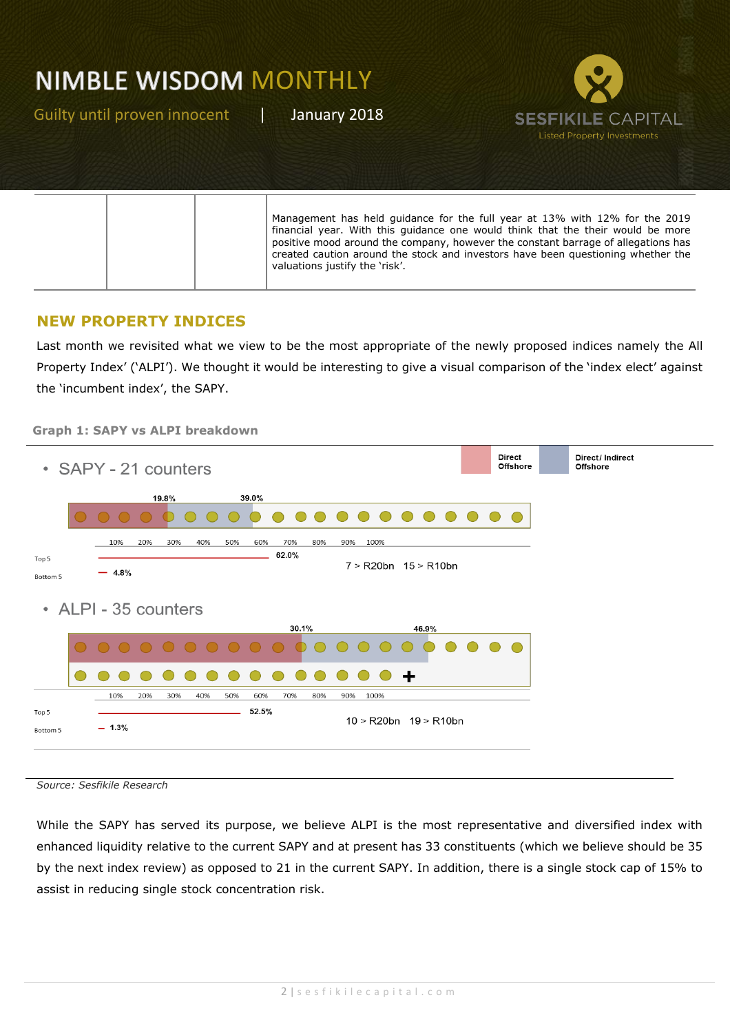| | | | |
|---|---|---|---|
| | | | Management has held guidance for the full year at 13% with 12% for the 2019 financial year. With this guidance one would think that the their would be more positive mood around the company, however the constant barrage of allegations has created caution around the stock and investors have been questioning whether the valuations justify the 'risk'. |

## NEW PROPERTY INDICES

Last month we revisited what we view to be the most appropriate of the newly proposed indices namely the All Property Index' ('ALPI'). We thought it would be interesting to give a visual comparison of the 'index elect' against the 'incumbent index', the SAPY.

**Graph 1: SAPY vs ALPI breakdown**

Direct Offshore
Direct/ Indirect Offshore

• SAPY - 21 counters

19.8%
39.0%

10% 20% 30% 40% 50% 60% 70% 80% 90% 100%

Top 5 62.0%
Bottom 5 4.8%

7 > R20bn 15 > R10bn

• ALPI - 35 counters

30.1%
46.9%

+

10% 20% 30% 40% 50% 60% 70% 80% 90% 100%

Top 5 52.5%
Bottom 5 1.3%

10 > R20bn 19 > R10bn

*Source: Sesfikile Research*

While the SAPY has served its purpose, we believe ALPI is the most representative and diversified index with enhanced liquidity relative to the current SAPY and at present has 33 constituents (which we believe should be 35 by the next index review) as opposed to 21 in the current SAPY. In addition, there is a single stock cap of 15% to assist in reducing single stock concentration risk.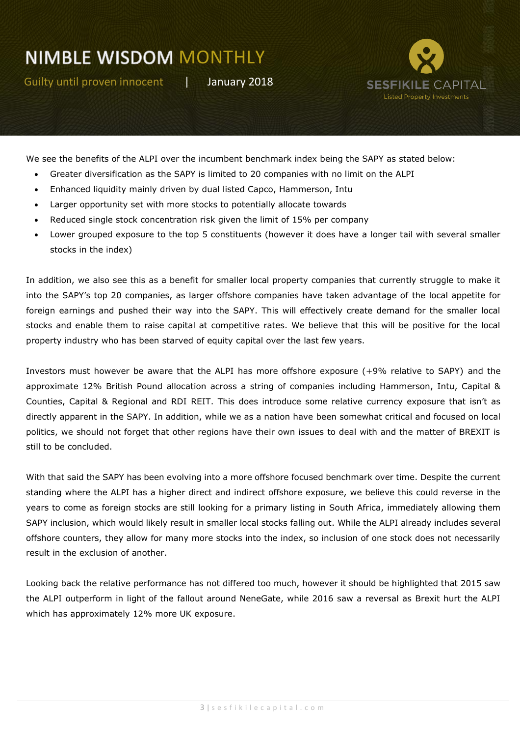We see the benefits of the ALPI over the incumbent benchmark index being the SAPY as stated below:

- Greater diversification as the SAPY is limited to 20 companies with no limit on the ALPI
- Enhanced liquidity mainly driven by dual listed Capco, Hammerson, Intu
- Larger opportunity set with more stocks to potentially allocate towards
- Reduced single stock concentration risk given the limit of 15% per company
- Lower grouped exposure to the top 5 constituents (however it does have a longer tail with several smaller stocks in the index)

In addition, we also see this as a benefit for smaller local property companies that currently struggle to make it into the SAPY's top 20 companies, as larger offshore companies have taken advantage of the local appetite for foreign earnings and pushed their way into the SAPY. This will effectively create demand for the smaller local stocks and enable them to raise capital at competitive rates. We believe that this will be positive for the local property industry who has been starved of equity capital over the last few years.

Investors must however be aware that the ALPI has more offshore exposure (+9% relative to SAPY) and the approximate 12% British Pound allocation across a string of companies including Hammerson, Intu, Capital & Counties, Capital & Regional and RDI REIT. This does introduce some relative currency exposure that isn't as directly apparent in the SAPY. In addition, while we as a nation have been somewhat critical and focused on local politics, we should not forget that other regions have their own issues to deal with and the matter of BREXIT is still to be concluded.

With that said the SAPY has been evolving into a more offshore focused benchmark over time. Despite the current standing where the ALPI has a higher direct and indirect offshore exposure, we believe this could reverse in the years to come as foreign stocks are still looking for a primary listing in South Africa, immediately allowing them SAPY inclusion, which would likely result in smaller local stocks falling out. While the ALPI already includes several offshore counters, they allow for many more stocks into the index, so inclusion of one stock does not necessarily result in the exclusion of another.

Looking back the relative performance has not differed too much, however it should be highlighted that 2015 saw the ALPI outperform in light of the fallout around NeneGate, while 2016 saw a reversal as Brexit hurt the ALPI which has approximately 12% more UK exposure.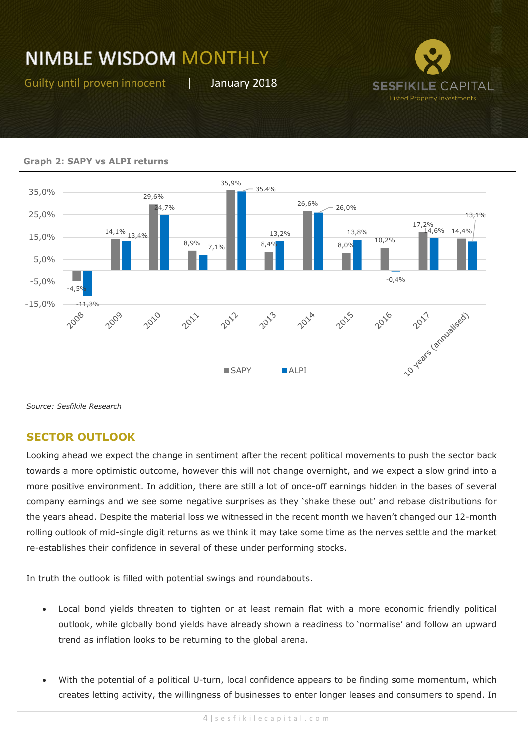**Graph 2: SAPY vs ALPI returns**

35,0%
25,0%
15,0%
5,0%
-5,0%
-15,0%

2008: -4,5% -11,3%
2009: 14,1% 13,4%
2010: 29,6% 24,7%
2011: 8,9% 7,1%
2012: 35,9% 35,4%
2013: 8,4% 13,2%
2014: 26,6% 26,0%
2015: 8,0% 13,8%
2016: 10,2% -0,4%
2017: 17,2% 14,6%
10 years (annualised): 14,4% 13,1%

SAPY ALPI

*Source: Sesfikile Research*

## SECTOR OUTLOOK

Looking ahead we expect the change in sentiment after the recent political movements to push the sector back towards a more optimistic outcome, however this will not change overnight, and we expect a slow grind into a more positive environment. In addition, there are still a lot of once-off earnings hidden in the bases of several company earnings and we see some negative surprises as they 'shake these out' and rebase distributions for the years ahead. Despite the material loss we witnessed in the recent month we haven't changed our 12-month rolling outlook of mid-single digit returns as we think it may take some time as the nerves settle and the market re-establishes their confidence in several of these under performing stocks.

In truth the outlook is filled with potential swings and roundabouts.

- Local bond yields threaten to tighten or at least remain flat with a more economic friendly political outlook, while globally bond yields have already shown a readiness to 'normalise' and follow an upward trend as inflation looks to be returning to the global arena.

- With the potential of a political U-turn, local confidence appears to be finding some momentum, which creates letting activity, the willingness of businesses to enter longer leases and consumers to spend. In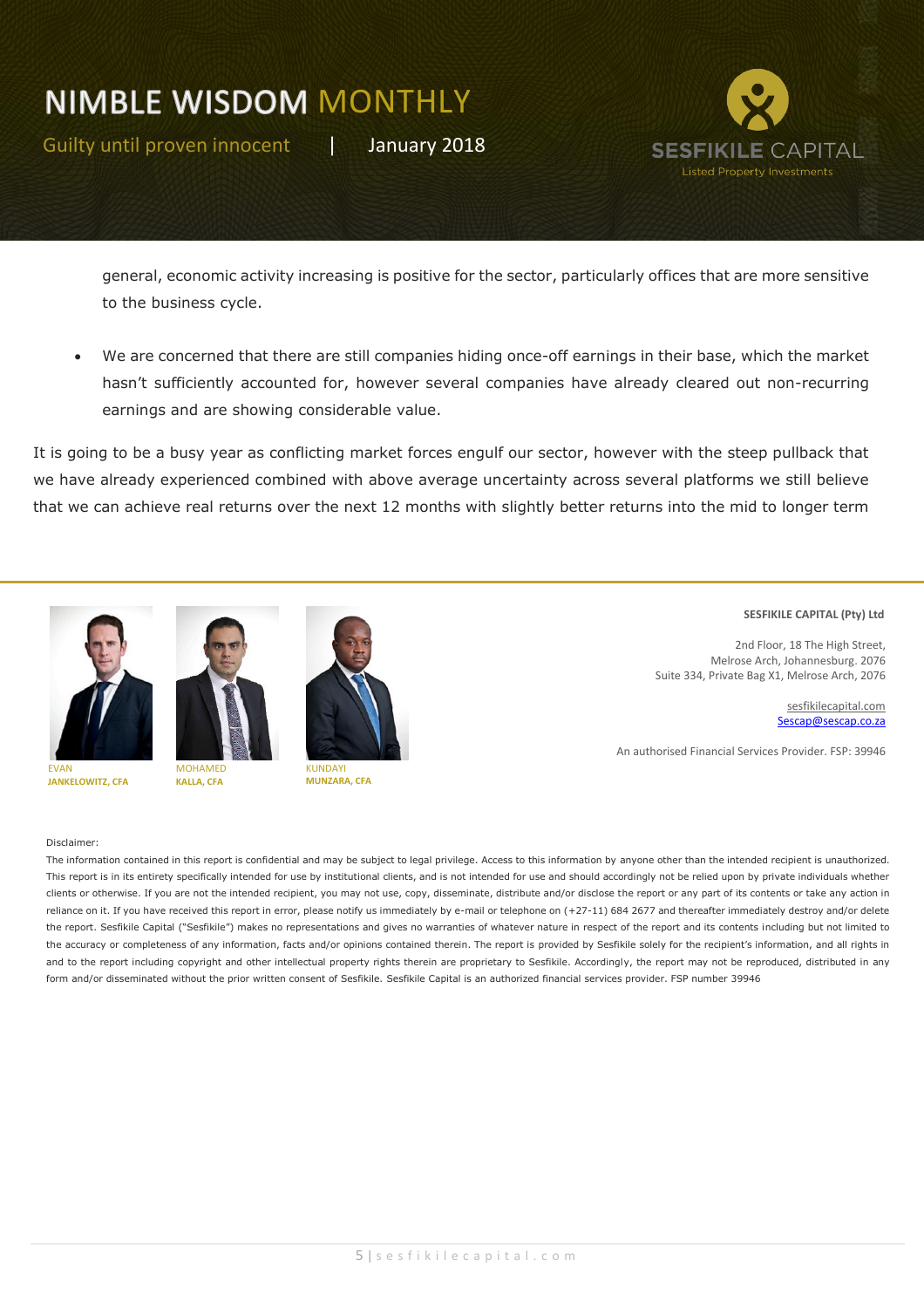general, economic activity increasing is positive for the sector, particularly offices that are more sensitive to the business cycle.

- We are concerned that there are still companies hiding once-off earnings in their base, which the market hasn't sufficiently accounted for, however several companies have already cleared out non-recurring earnings and are showing considerable value.

It is going to be a busy year as conflicting market forces engulf our sector, however with the steep pullback that we have already experienced combined with above average uncertainty across several platforms we still believe that we can achieve real returns over the next 12 months with slightly better returns into the mid to longer term

EVAN
**JANKELOWITZ, CFA**

MOHAMED
**KALLA, CFA**

KUNDAYI
**MUNZARA, CFA**

**SESFIKILE CAPITAL (Pty) Ltd**

2nd Floor, 18 The High Street,
Melrose Arch, Johannesburg. 2076
Suite 334, Private Bag X1, Melrose Arch, 2076

sesfikilecapital.com
Sescap@sescap.co.za

An authorised Financial Services Provider. FSP: 39946

Disclaimer:

The information contained in this report is confidential and may be subject to legal privilege. Access to this information by anyone other than the intended recipient is unauthorized. This report is in its entirety specifically intended for use by institutional clients, and is not intended for use and should accordingly not be relied upon by private individuals whether clients or otherwise. If you are not the intended recipient, you may not use, copy, disseminate, distribute and/or disclose the report or any part of its contents or take any action in reliance on it. If you have received this report in error, please notify us immediately by e-mail or telephone on (+27-11) 684 2677 and thereafter immediately destroy and/or delete the report. Sesfikile Capital ("Sesfikile") makes no representations and gives no warranties of whatever nature in respect of the report and its contents including but not limited to the accuracy or completeness of any information, facts and/or opinions contained therein. The report is provided by Sesfikile solely for the recipient's information, and all rights in and to the report including copyright and other intellectual property rights therein are proprietary to Sesfikile. Accordingly, the report may not be reproduced, distributed in any form and/or disseminated without the prior written consent of Sesfikile. Sesfikile Capital is an authorized financial services provider. FSP number 39946